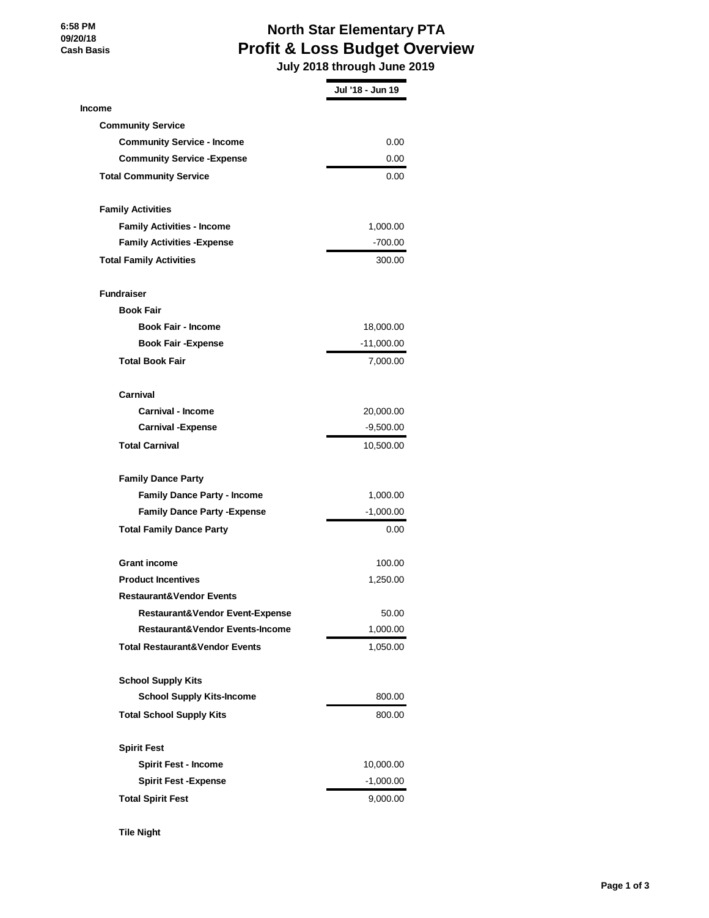6:58 PM
09/20/18
Cash Basis

# North Star Elementary PTA
## Profit & Loss Budget Overview
### July 2018 through June 2019

| | Jul '18 - Jun 19 |
|---|---|
| **Income** | |
| **Community Service** | |
| **Community Service - Income** | 0.00 |
| **Community Service -Expense** | 0.00 |
| **Total Community Service** | 0.00 |
| | |
| **Family Activities** | |
| **Family Activities - Income** | 1,000.00 |
| **Family Activities -Expense** | -700.00 |
| **Total Family Activities** | 300.00 |
| | |
| **Fundraiser** | |
| **Book Fair** | |
| **Book Fair - Income** | 18,000.00 |
| **Book Fair -Expense** | -11,000.00 |
| **Total Book Fair** | 7,000.00 |
| | |
| **Carnival** | |
| **Carnival - Income** | 20,000.00 |
| **Carnival -Expense** | -9,500.00 |
| **Total Carnival** | 10,500.00 |
| | |
| **Family Dance Party** | |
| **Family Dance Party - Income** | 1,000.00 |
| **Family Dance Party -Expense** | -1,000.00 |
| **Total Family Dance Party** | 0.00 |
| | |
| **Grant income** | 100.00 |
| **Product Incentives** | 1,250.00 |
| **Restaurant&Vendor Events** | |
| **Restaurant&Vendor Event-Expense** | 50.00 |
| **Restaurant&Vendor Events-Income** | 1,000.00 |
| **Total Restaurant&Vendor Events** | 1,050.00 |
| | |
| **School Supply Kits** | |
| **School Supply Kits-Income** | 800.00 |
| **Total School Supply Kits** | 800.00 |
| | |
| **Spirit Fest** | |
| **Spirit Fest - Income** | 10,000.00 |
| **Spirit Fest -Expense** | -1,000.00 |
| **Total Spirit Fest** | 9,000.00 |
| | |
| **Tile Night** | |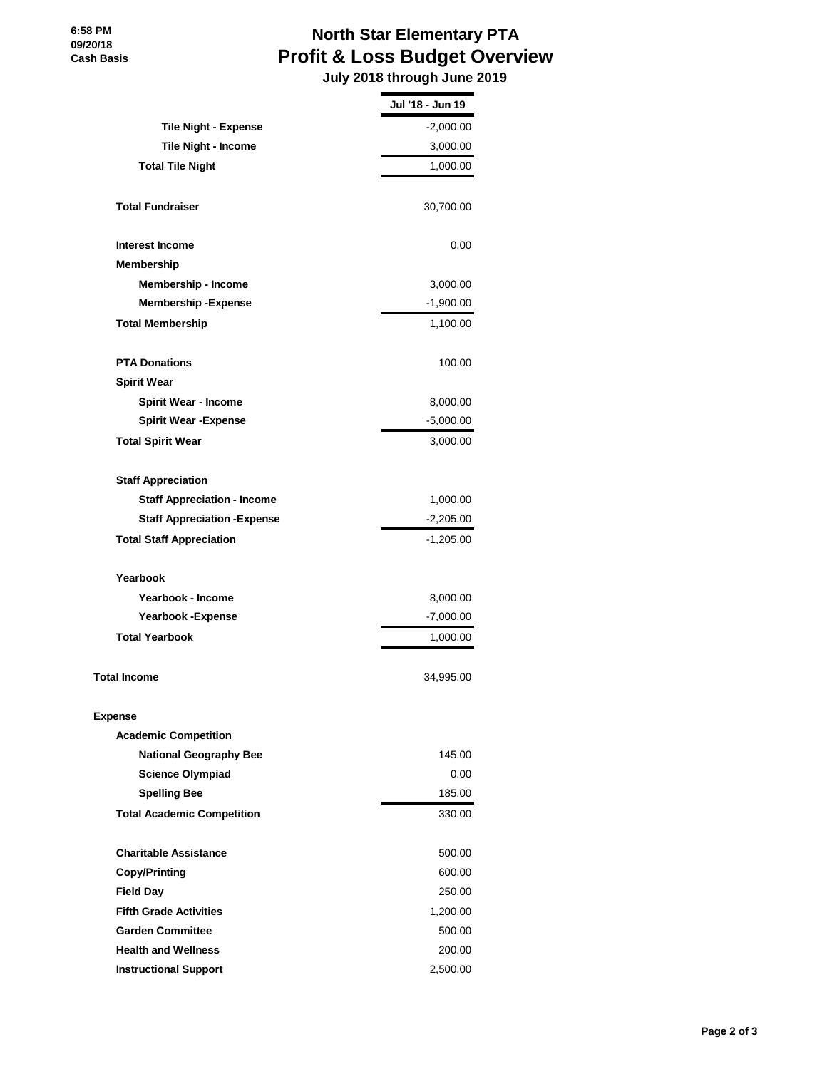# North Star Elementary PTA
## Profit & Loss Budget Overview
### July 2018 through June 2019

6:58 PM
09/20/18
Cash Basis

| | Jul '18 - Jun 19 |
|---|---|
| Tile Night - Expense | -2,000.00 |
| Tile Night - Income | 3,000.00 |
| **Total Tile Night** | 1,000.00 |
| | |
| **Total Fundraiser** | 30,700.00 |
| | |
| Interest Income | 0.00 |
| Membership | |
| Membership - Income | 3,000.00 |
| Membership -Expense | -1,900.00 |
| **Total Membership** | 1,100.00 |
| | |
| PTA Donations | 100.00 |
| Spirit Wear | |
| Spirit Wear - Income | 8,000.00 |
| Spirit Wear -Expense | -5,000.00 |
| **Total Spirit Wear** | 3,000.00 |
| | |
| Staff Appreciation | |
| Staff Appreciation - Income | 1,000.00 |
| Staff Appreciation -Expense | -2,205.00 |
| **Total Staff Appreciation** | -1,205.00 |
| | |
| Yearbook | |
| Yearbook - Income | 8,000.00 |
| Yearbook -Expense | -7,000.00 |
| **Total Yearbook** | 1,000.00 |
| | |
| **Total Income** | 34,995.00 |
| | |
| **Expense** | |
| Academic Competition | |
| National Geography Bee | 145.00 |
| Science Olympiad | 0.00 |
| Spelling Bee | 185.00 |
| **Total Academic Competition** | 330.00 |
| | |
| Charitable Assistance | 500.00 |
| Copy/Printing | 600.00 |
| Field Day | 250.00 |
| Fifth Grade Activities | 1,200.00 |
| Garden Committee | 500.00 |
| Health and Wellness | 200.00 |
| Instructional Support | 2,500.00 |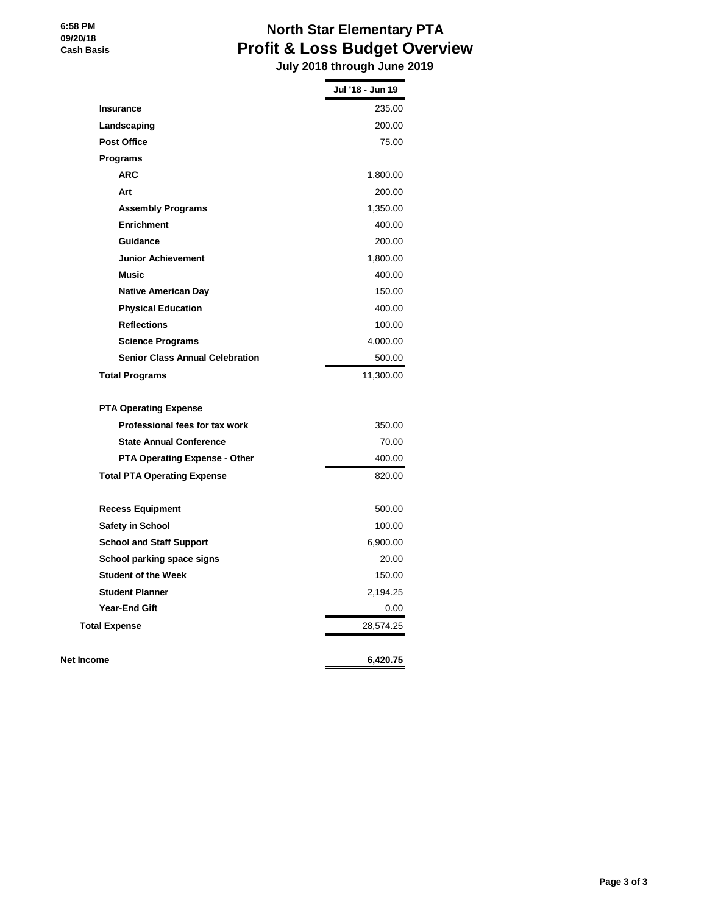6:58 PM
09/20/18
Cash Basis

# North Star Elementary PTA
## Profit & Loss Budget Overview
### July 2018 through June 2019

| | Jul '18 - Jun 19 |
|---|---|
| Insurance | 235.00 |
| Landscaping | 200.00 |
| Post Office | 75.00 |
| Programs | |
| ARC | 1,800.00 |
| Art | 200.00 |
| Assembly Programs | 1,350.00 |
| Enrichment | 400.00 |
| Guidance | 200.00 |
| Junior Achievement | 1,800.00 |
| Music | 400.00 |
| Native American Day | 150.00 |
| Physical Education | 400.00 |
| Reflections | 100.00 |
| Science Programs | 4,000.00 |
| Senior Class Annual Celebration | 500.00 |
| Total Programs | 11,300.00 |
| PTA Operating Expense | |
| Professional fees for tax work | 350.00 |
| State Annual Conference | 70.00 |
| PTA Operating Expense - Other | 400.00 |
| Total PTA Operating Expense | 820.00 |
| Recess Equipment | 500.00 |
| Safety in School | 100.00 |
| School and Staff Support | 6,900.00 |
| School parking space signs | 20.00 |
| Student of the Week | 150.00 |
| Student Planner | 2,194.25 |
| Year-End Gift | 0.00 |
| Total Expense | 28,574.25 |
| Net Income | 6,420.75 |